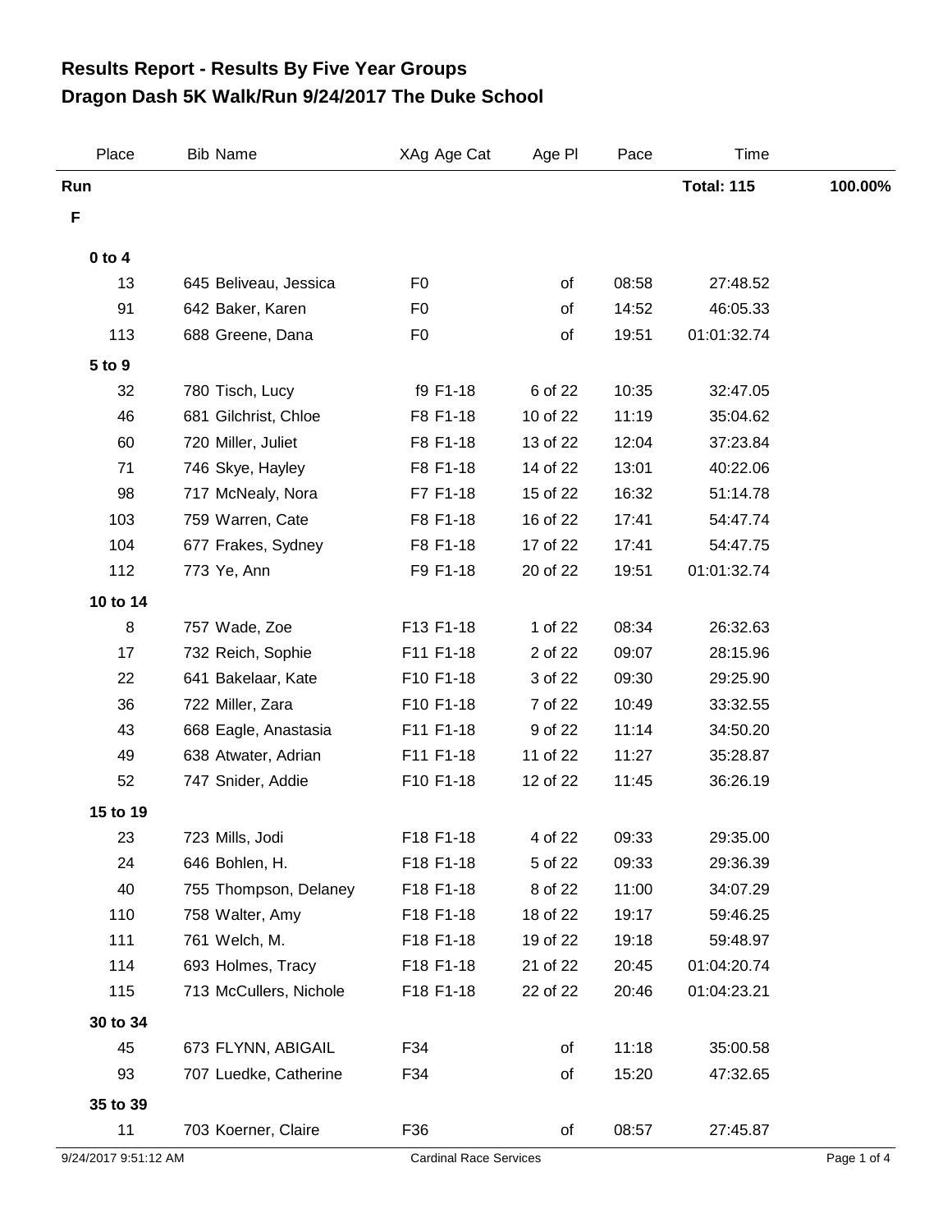# Results Report - Results By Five Year Groups
## Dragon Dash 5K Walk/Run 9/24/2017 The Duke School

| Place | Bib | Name | XAg | Age Cat | Age Pl | Pace | Time | |
|---|---|---|---|---|---|---|---|---|
| **Run** | | | | | | | **Total: 115** | **100.00%** |
| **F** | | | | | | | | |
| **0 to 4** | | | | | | | | |
| 13 | 645 | Beliveau, Jessica | F0 | | of | 08:58 | 27:48.52 | |
| 91 | 642 | Baker, Karen | F0 | | of | 14:52 | 46:05.33 | |
| 113 | 688 | Greene, Dana | F0 | | of | 19:51 | 01:01:32.74 | |
| **5 to 9** | | | | | | | | |
| 32 | 780 | Tisch, Lucy | f9 | F1-18 | 6 of 22 | 10:35 | 32:47.05 | |
| 46 | 681 | Gilchrist, Chloe | F8 | F1-18 | 10 of 22 | 11:19 | 35:04.62 | |
| 60 | 720 | Miller, Juliet | F8 | F1-18 | 13 of 22 | 12:04 | 37:23.84 | |
| 71 | 746 | Skye, Hayley | F8 | F1-18 | 14 of 22 | 13:01 | 40:22.06 | |
| 98 | 717 | McNealy, Nora | F7 | F1-18 | 15 of 22 | 16:32 | 51:14.78 | |
| 103 | 759 | Warren, Cate | F8 | F1-18 | 16 of 22 | 17:41 | 54:47.74 | |
| 104 | 677 | Frakes, Sydney | F8 | F1-18 | 17 of 22 | 17:41 | 54:47.75 | |
| 112 | 773 | Ye, Ann | F9 | F1-18 | 20 of 22 | 19:51 | 01:01:32.74 | |
| **10 to 14** | | | | | | | | |
| 8 | 757 | Wade, Zoe | F13 | F1-18 | 1 of 22 | 08:34 | 26:32.63 | |
| 17 | 732 | Reich, Sophie | F11 | F1-18 | 2 of 22 | 09:07 | 28:15.96 | |
| 22 | 641 | Bakelaar, Kate | F10 | F1-18 | 3 of 22 | 09:30 | 29:25.90 | |
| 36 | 722 | Miller, Zara | F10 | F1-18 | 7 of 22 | 10:49 | 33:32.55 | |
| 43 | 668 | Eagle, Anastasia | F11 | F1-18 | 9 of 22 | 11:14 | 34:50.20 | |
| 49 | 638 | Atwater, Adrian | F11 | F1-18 | 11 of 22 | 11:27 | 35:28.87 | |
| 52 | 747 | Snider, Addie | F10 | F1-18 | 12 of 22 | 11:45 | 36:26.19 | |
| **15 to 19** | | | | | | | | |
| 23 | 723 | Mills, Jodi | F18 | F1-18 | 4 of 22 | 09:33 | 29:35.00 | |
| 24 | 646 | Bohlen, H. | F18 | F1-18 | 5 of 22 | 09:33 | 29:36.39 | |
| 40 | 755 | Thompson, Delaney | F18 | F1-18 | 8 of 22 | 11:00 | 34:07.29 | |
| 110 | 758 | Walter, Amy | F18 | F1-18 | 18 of 22 | 19:17 | 59:46.25 | |
| 111 | 761 | Welch, M. | F18 | F1-18 | 19 of 22 | 19:18 | 59:48.97 | |
| 114 | 693 | Holmes, Tracy | F18 | F1-18 | 21 of 22 | 20:45 | 01:04:20.74 | |
| 115 | 713 | McCullers, Nichole | F18 | F1-18 | 22 of 22 | 20:46 | 01:04:23.21 | |
| **30 to 34** | | | | | | | | |
| 45 | 673 | FLYNN, ABIGAIL | F34 | | of | 11:18 | 35:00.58 | |
| 93 | 707 | Luedke, Catherine | F34 | | of | 15:20 | 47:32.65 | |
| **35 to 39** | | | | | | | | |
| 11 | 703 | Koerner, Claire | F36 | | of | 08:57 | 27:45.87 | |

9/24/2017 9:51:12 AM — Cardinal Race Services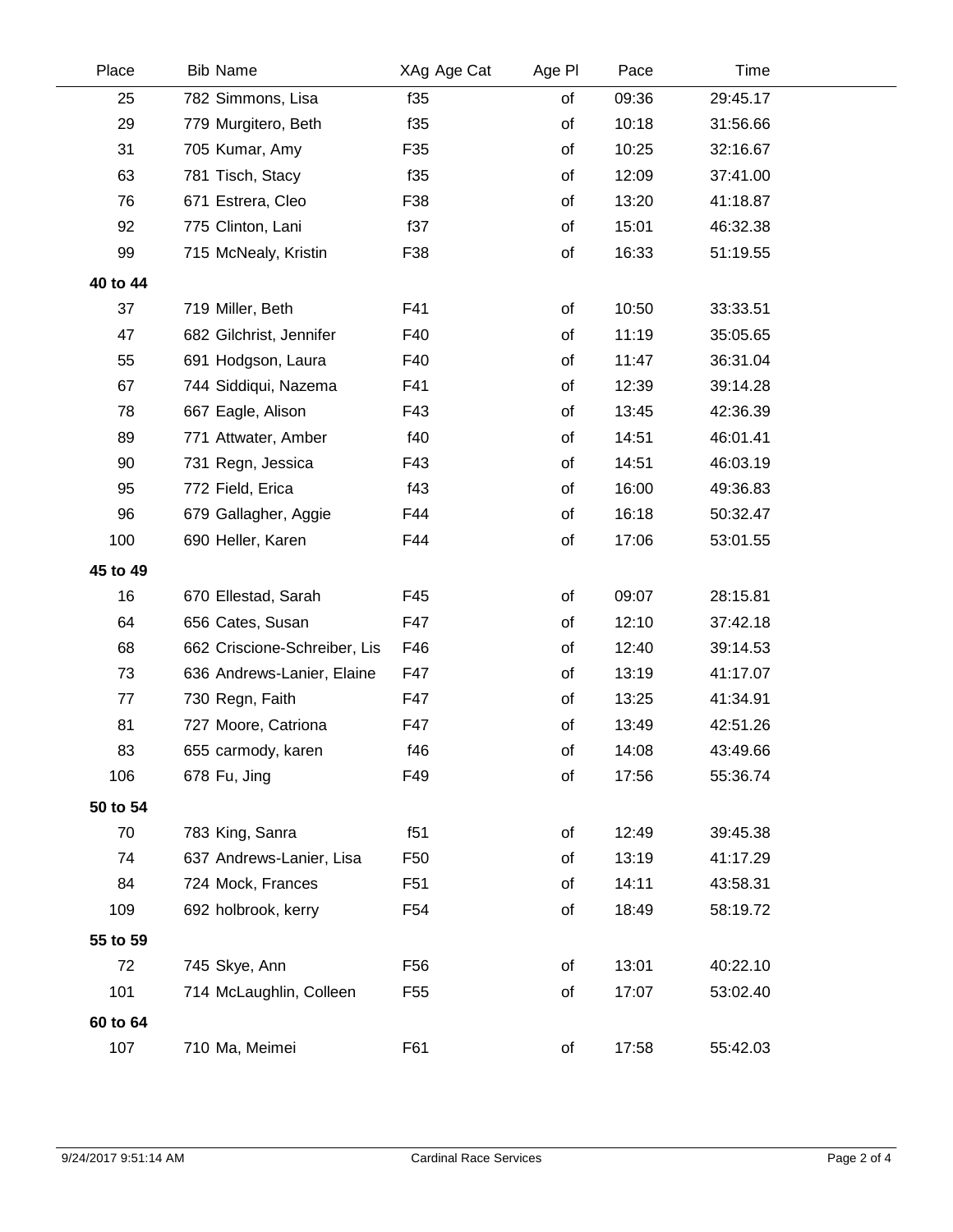| Place | Bib | Name | XAg | Age Cat | Age Pl | Pace | Time |
|---|---|---|---|---|---|---|---|
| 25 | 782 | Simmons, Lisa | f35 | | of | 09:36 | 29:45.17 |
| 29 | 779 | Murgitero, Beth | f35 | | of | 10:18 | 31:56.66 |
| 31 | 705 | Kumar, Amy | F35 | | of | 10:25 | 32:16.67 |
| 63 | 781 | Tisch, Stacy | f35 | | of | 12:09 | 37:41.00 |
| 76 | 671 | Estrera, Cleo | F38 | | of | 13:20 | 41:18.87 |
| 92 | 775 | Clinton, Lani | f37 | | of | 15:01 | 46:32.38 |
| 99 | 715 | McNealy, Kristin | F38 | | of | 16:33 | 51:19.55 |
| **40 to 44** | | | | | | | |
| 37 | 719 | Miller, Beth | F41 | | of | 10:50 | 33:33.51 |
| 47 | 682 | Gilchrist, Jennifer | F40 | | of | 11:19 | 35:05.65 |
| 55 | 691 | Hodgson, Laura | F40 | | of | 11:47 | 36:31.04 |
| 67 | 744 | Siddiqui, Nazema | F41 | | of | 12:39 | 39:14.28 |
| 78 | 667 | Eagle, Alison | F43 | | of | 13:45 | 42:36.39 |
| 89 | 771 | Attwater, Amber | f40 | | of | 14:51 | 46:01.41 |
| 90 | 731 | Regn, Jessica | F43 | | of | 14:51 | 46:03.19 |
| 95 | 772 | Field, Erica | f43 | | of | 16:00 | 49:36.83 |
| 96 | 679 | Gallagher, Aggie | F44 | | of | 16:18 | 50:32.47 |
| 100 | 690 | Heller, Karen | F44 | | of | 17:06 | 53:01.55 |
| **45 to 49** | | | | | | | |
| 16 | 670 | Ellestad, Sarah | F45 | | of | 09:07 | 28:15.81 |
| 64 | 656 | Cates, Susan | F47 | | of | 12:10 | 37:42.18 |
| 68 | 662 | Criscione-Schreiber, Lis | F46 | | of | 12:40 | 39:14.53 |
| 73 | 636 | Andrews-Lanier, Elaine | F47 | | of | 13:19 | 41:17.07 |
| 77 | 730 | Regn, Faith | F47 | | of | 13:25 | 41:34.91 |
| 81 | 727 | Moore, Catriona | F47 | | of | 13:49 | 42:51.26 |
| 83 | 655 | carmody, karen | f46 | | of | 14:08 | 43:49.66 |
| 106 | 678 | Fu, Jing | F49 | | of | 17:56 | 55:36.74 |
| **50 to 54** | | | | | | | |
| 70 | 783 | King, Sanra | f51 | | of | 12:49 | 39:45.38 |
| 74 | 637 | Andrews-Lanier, Lisa | F50 | | of | 13:19 | 41:17.29 |
| 84 | 724 | Mock, Frances | F51 | | of | 14:11 | 43:58.31 |
| 109 | 692 | holbrook, kerry | F54 | | of | 18:49 | 58:19.72 |
| **55 to 59** | | | | | | | |
| 72 | 745 | Skye, Ann | F56 | | of | 13:01 | 40:22.10 |
| 101 | 714 | McLaughlin, Colleen | F55 | | of | 17:07 | 53:02.40 |
| **60 to 64** | | | | | | | |
| 107 | 710 | Ma, Meimei | F61 | | of | 17:58 | 55:42.03 |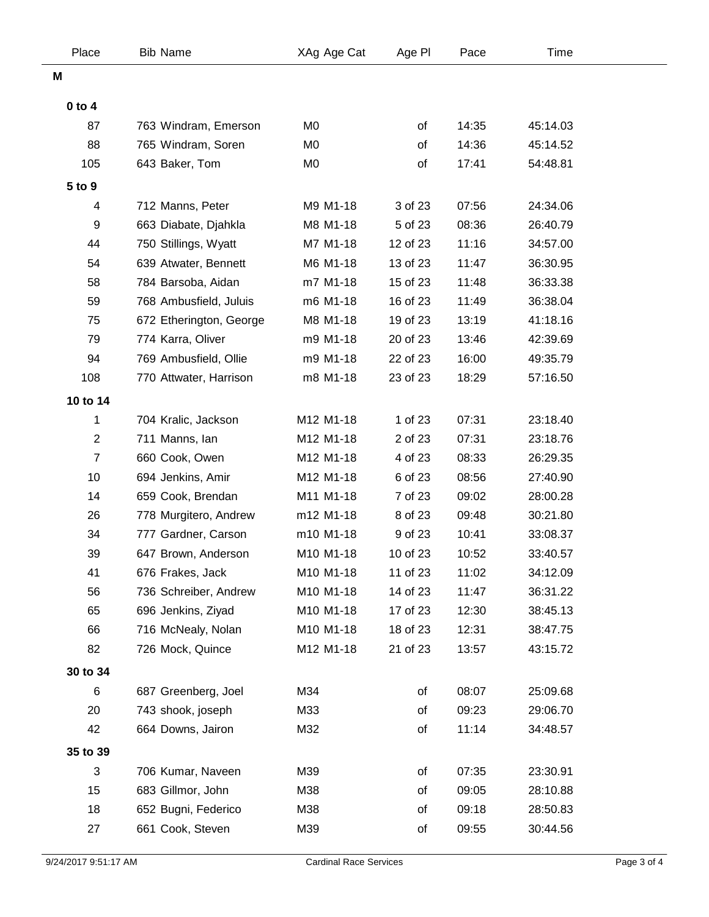| Place | Bib | Name | XAg | Age Cat | Age Pl | Pace | Time |
|---|---|---|---|---|---|---|---|
| **M** | | | | | | | |
| **0 to 4** | | | | | | | |
| 87 | 763 | Windram, Emerson | M0 | | of | 14:35 | 45:14.03 |
| 88 | 765 | Windram, Soren | M0 | | of | 14:36 | 45:14.52 |
| 105 | 643 | Baker, Tom | M0 | | of | 17:41 | 54:48.81 |
| **5 to 9** | | | | | | | |
| 4 | 712 | Manns, Peter | M9 | M1-18 | 3 of 23 | 07:56 | 24:34.06 |
| 9 | 663 | Diabate, Djahkla | M8 | M1-18 | 5 of 23 | 08:36 | 26:40.79 |
| 44 | 750 | Stillings, Wyatt | M7 | M1-18 | 12 of 23 | 11:16 | 34:57.00 |
| 54 | 639 | Atwater, Bennett | M6 | M1-18 | 13 of 23 | 11:47 | 36:30.95 |
| 58 | 784 | Barsoba, Aidan | m7 | M1-18 | 15 of 23 | 11:48 | 36:33.38 |
| 59 | 768 | Ambusfield, Juluis | m6 | M1-18 | 16 of 23 | 11:49 | 36:38.04 |
| 75 | 672 | Etherington, George | M8 | M1-18 | 19 of 23 | 13:19 | 41:18.16 |
| 79 | 774 | Karra, Oliver | m9 | M1-18 | 20 of 23 | 13:46 | 42:39.69 |
| 94 | 769 | Ambusfield, Ollie | m9 | M1-18 | 22 of 23 | 16:00 | 49:35.79 |
| 108 | 770 | Attwater, Harrison | m8 | M1-18 | 23 of 23 | 18:29 | 57:16.50 |
| **10 to 14** | | | | | | | |
| 1 | 704 | Kralic, Jackson | M12 | M1-18 | 1 of 23 | 07:31 | 23:18.40 |
| 2 | 711 | Manns, Ian | M12 | M1-18 | 2 of 23 | 07:31 | 23:18.76 |
| 7 | 660 | Cook, Owen | M12 | M1-18 | 4 of 23 | 08:33 | 26:29.35 |
| 10 | 694 | Jenkins, Amir | M12 | M1-18 | 6 of 23 | 08:56 | 27:40.90 |
| 14 | 659 | Cook, Brendan | M11 | M1-18 | 7 of 23 | 09:02 | 28:00.28 |
| 26 | 778 | Murgitero, Andrew | m12 | M1-18 | 8 of 23 | 09:48 | 30:21.80 |
| 34 | 777 | Gardner, Carson | m10 | M1-18 | 9 of 23 | 10:41 | 33:08.37 |
| 39 | 647 | Brown, Anderson | M10 | M1-18 | 10 of 23 | 10:52 | 33:40.57 |
| 41 | 676 | Frakes, Jack | M10 | M1-18 | 11 of 23 | 11:02 | 34:12.09 |
| 56 | 736 | Schreiber, Andrew | M10 | M1-18 | 14 of 23 | 11:47 | 36:31.22 |
| 65 | 696 | Jenkins, Ziyad | M10 | M1-18 | 17 of 23 | 12:30 | 38:45.13 |
| 66 | 716 | McNealy, Nolan | M10 | M1-18 | 18 of 23 | 12:31 | 38:47.75 |
| 82 | 726 | Mock, Quince | M12 | M1-18 | 21 of 23 | 13:57 | 43:15.72 |
| **30 to 34** | | | | | | | |
| 6 | 687 | Greenberg, Joel | M34 | | of | 08:07 | 25:09.68 |
| 20 | 743 | shook, joseph | M33 | | of | 09:23 | 29:06.70 |
| 42 | 664 | Downs, Jairon | M32 | | of | 11:14 | 34:48.57 |
| **35 to 39** | | | | | | | |
| 3 | 706 | Kumar, Naveen | M39 | | of | 07:35 | 23:30.91 |
| 15 | 683 | Gillmor, John | M38 | | of | 09:05 | 28:10.88 |
| 18 | 652 | Bugni, Federico | M38 | | of | 09:18 | 28:50.83 |
| 27 | 661 | Cook, Steven | M39 | | of | 09:55 | 30:44.56 |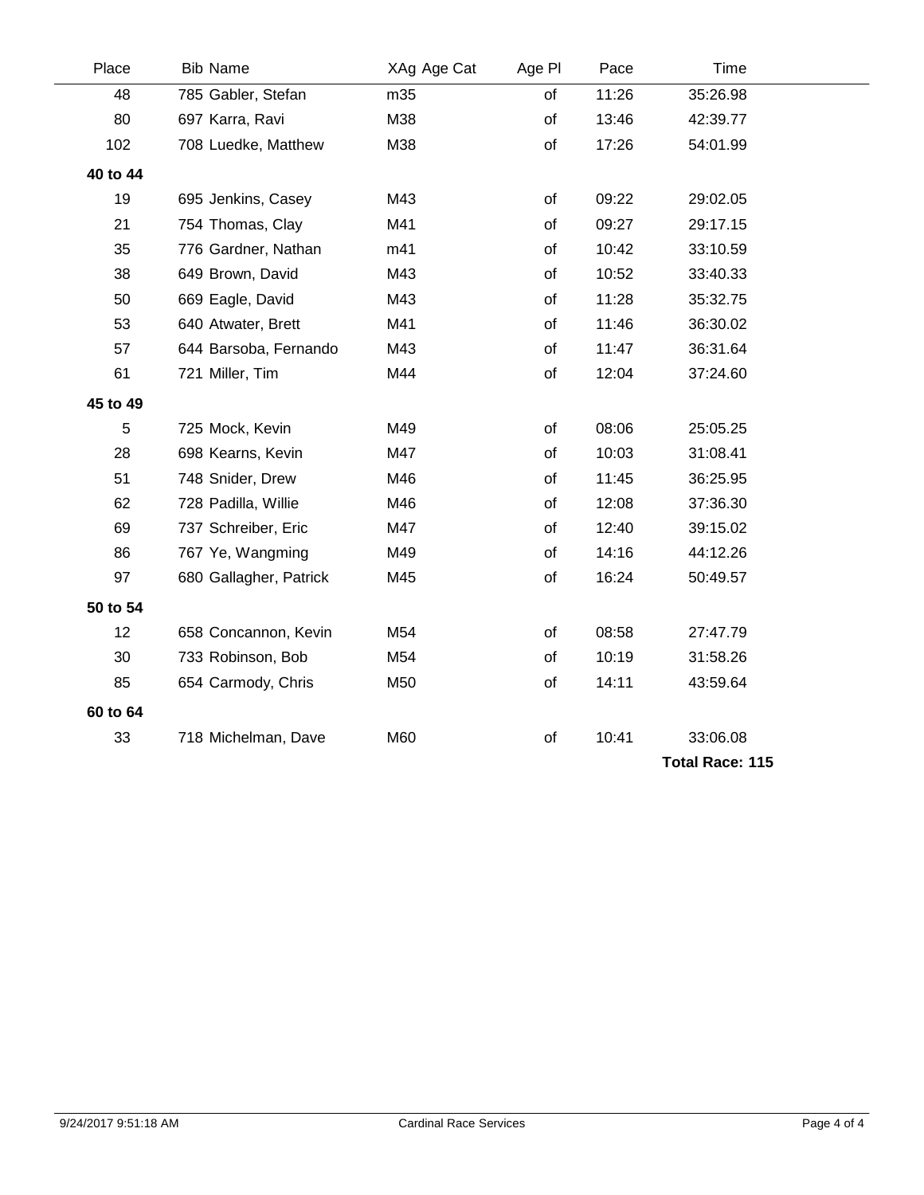| Place | Bib | Name | XAg | Age Cat | Age Pl | Pace | Time |
|---|---|---|---|---|---|---|---|
| 48 | 785 | Gabler, Stefan | m35 | | of | 11:26 | 35:26.98 |
| 80 | 697 | Karra, Ravi | M38 | | of | 13:46 | 42:39.77 |
| 102 | 708 | Luedke, Matthew | M38 | | of | 17:26 | 54:01.99 |
| **40 to 44** | | | | | | | |
| 19 | 695 | Jenkins, Casey | M43 | | of | 09:22 | 29:02.05 |
| 21 | 754 | Thomas, Clay | M41 | | of | 09:27 | 29:17.15 |
| 35 | 776 | Gardner, Nathan | m41 | | of | 10:42 | 33:10.59 |
| 38 | 649 | Brown, David | M43 | | of | 10:52 | 33:40.33 |
| 50 | 669 | Eagle, David | M43 | | of | 11:28 | 35:32.75 |
| 53 | 640 | Atwater, Brett | M41 | | of | 11:46 | 36:30.02 |
| 57 | 644 | Barsoba, Fernando | M43 | | of | 11:47 | 36:31.64 |
| 61 | 721 | Miller, Tim | M44 | | of | 12:04 | 37:24.60 |
| **45 to 49** | | | | | | | |
| 5 | 725 | Mock, Kevin | M49 | | of | 08:06 | 25:05.25 |
| 28 | 698 | Kearns, Kevin | M47 | | of | 10:03 | 31:08.41 |
| 51 | 748 | Snider, Drew | M46 | | of | 11:45 | 36:25.95 |
| 62 | 728 | Padilla, Willie | M46 | | of | 12:08 | 37:36.30 |
| 69 | 737 | Schreiber, Eric | M47 | | of | 12:40 | 39:15.02 |
| 86 | 767 | Ye, Wangming | M49 | | of | 14:16 | 44:12.26 |
| 97 | 680 | Gallagher, Patrick | M45 | | of | 16:24 | 50:49.57 |
| **50 to 54** | | | | | | | |
| 12 | 658 | Concannon, Kevin | M54 | | of | 08:58 | 27:47.79 |
| 30 | 733 | Robinson, Bob | M54 | | of | 10:19 | 31:58.26 |
| 85 | 654 | Carmody, Chris | M50 | | of | 14:11 | 43:59.64 |
| **60 to 64** | | | | | | | |
| 33 | 718 | Michelman, Dave | M60 | | of | 10:41 | 33:06.08 |

**Total Race: 115**